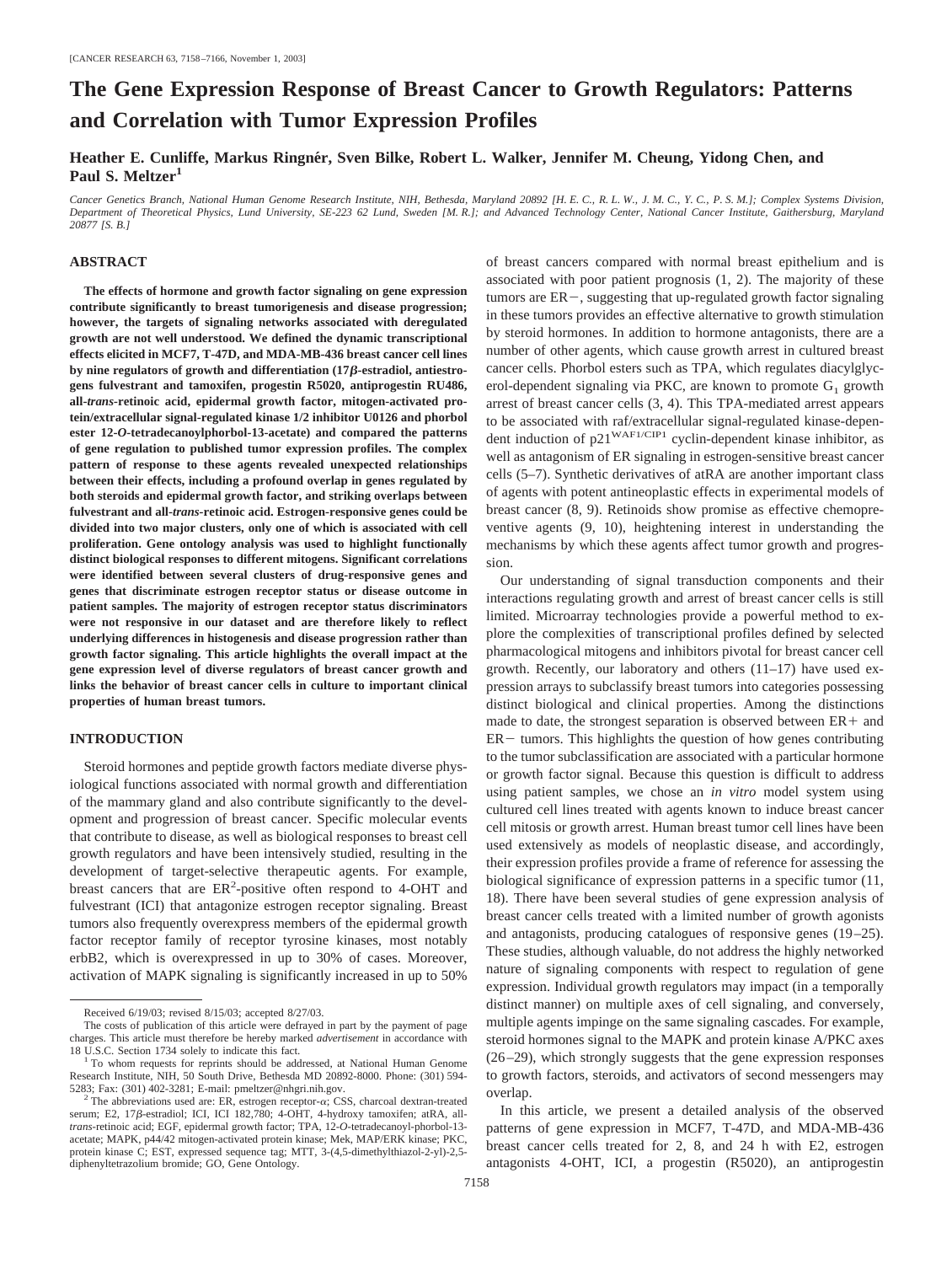# The Gene Expression Response of Breast Cancer to Growth Regulators: Patterns and Correlation with Tumor Expression Profiles

**Heather E. Cunliffe, Markus Ringnér, Sven Bilke, Robert L. Walker, Jennifer M. Cheung, Yidong Chen, and Paul S. Meltzer[1]**

*Cancer Genetics Branch, National Human Genome Research Institute, NIH, Bethesda, Maryland 20892 [H. E. C., R. L. W., J. M. C., Y. C., P. S. M.]; Complex Systems Division, Department of Theoretical Physics, Lund University, SE-223 62 Lund, Sweden [M. R.]; and Advanced Technology Center, National Cancer Institute, Gaithersburg, Maryland 20877 [S. B.]*

## ABSTRACT

**The effects of hormone and growth factor signaling on gene expression contribute significantly to breast tumorigenesis and disease progression; however, the targets of signaling networks associated with deregulated growth are not well understood. We defined the dynamic transcriptional effects elicited in MCF7, T-47D, and MDA-MB-436 breast cancer cell lines by nine regulators of growth and differentiation (17β-estradiol, antiestrogens fulvestrant and tamoxifen, progestin R5020, antiprogestin RU486, all-*trans*-retinoic acid, epidermal growth factor, mitogen-activated protein/extracellular signal-regulated kinase 1/2 inhibitor U0126 and phorbol ester 12-*O*-tetradecanoylphorbol-13-acetate) and compared the patterns of gene regulation to published tumor expression profiles. The complex pattern of response to these agents revealed unexpected relationships between their effects, including a profound overlap in genes regulated by both steroids and epidermal growth factor, and striking overlaps between fulvestrant and all-*trans*-retinoic acid. Estrogen-responsive genes could be divided into two major clusters, only one of which is associated with cell proliferation. Gene ontology analysis was used to highlight functionally distinct biological responses to different mitogens. Significant correlations were identified between several clusters of drug-responsive genes and genes that discriminate estrogen receptor status or disease outcome in patient samples. The majority of estrogen receptor status discriminators were not responsive in our dataset and are therefore likely to reflect underlying differences in histogenesis and disease progression rather than growth factor signaling. This article highlights the overall impact at the gene expression level of diverse regulators of breast cancer growth and links the behavior of breast cancer cells in culture to important clinical properties of human breast tumors.**

## INTRODUCTION

Steroid hormones and peptide growth factors mediate diverse physiological functions associated with normal growth and differentiation of the mammary gland and also contribute significantly to the development and progression of breast cancer. Specific molecular events that contribute to disease, as well as biological responses to breast cell growth regulators and have been intensively studied, resulting in the development of target-selective therapeutic agents. For example, breast cancers that are ER[2]-positive often respond to 4-OHT and fulvestrant (ICI) that antagonize estrogen receptor signaling. Breast tumors also frequently overexpress members of the epidermal growth factor receptor family of receptor tyrosine kinases, most notably erbB2, which is overexpressed in up to 30% of cases. Moreover, activation of MAPK signaling is significantly increased in up to 50% of breast cancers compared with normal breast epithelium and is associated with poor patient prognosis (1, 2). The majority of these tumors are ER−, suggesting that up-regulated growth factor signaling in these tumors provides an effective alternative to growth stimulation by steroid hormones. In addition to hormone antagonists, there are a number of other agents, which cause growth arrest in cultured breast cancer cells. Phorbol esters such as TPA, which regulates diacylglycerol-dependent signaling via PKC, are known to promote $G_1$ growth arrest of breast cancer cells (3, 4). This TPA-mediated arrest appears to be associated with raf/extracellular signal-regulated kinase-dependent induction of $p21^{WAF1/CIP1}$ cyclin-dependent kinase inhibitor, as well as antagonism of ER signaling in estrogen-sensitive breast cancer cells (5–7). Synthetic derivatives of atRA are another important class of agents with potent antineoplastic effects in experimental models of breast cancer (8, 9). Retinoids show promise as effective chemopreventive agents (9, 10), heightening interest in understanding the mechanisms by which these agents affect tumor growth and progression.

Our understanding of signal transduction components and their interactions regulating growth and arrest of breast cancer cells is still limited. Microarray technologies provide a powerful method to explore the complexities of transcriptional profiles defined by selected pharmacological mitogens and inhibitors pivotal for breast cancer cell growth. Recently, our laboratory and others (11–17) have used expression arrays to subclassify breast tumors into categories possessing distinct biological and clinical properties. Among the distinctions made to date, the strongest separation is observed between ER+ and ER− tumors. This highlights the question of how genes contributing to the tumor subclassification are associated with a particular hormone or growth factor signal. Because this question is difficult to address using patient samples, we chose an *in vitro* model system using cultured cell lines treated with agents known to induce breast cancer cell mitosis or growth arrest. Human breast tumor cell lines have been used extensively as models of neoplastic disease, and accordingly, their expression profiles provide a frame of reference for assessing the biological significance of expression patterns in a specific tumor (11, 18). There have been several studies of gene expression analysis of breast cancer cells treated with a limited number of growth agonists and antagonists, producing catalogues of responsive genes (19–25). These studies, although valuable, do not address the highly networked nature of signaling components with respect to regulation of gene expression. Individual growth regulators may impact (in a temporally distinct manner) on multiple axes of cell signaling, and conversely, multiple agents impinge on the same signaling cascades. For example, steroid hormones signal to the MAPK and protein kinase A/PKC axes (26–29), which strongly suggests that the gene expression responses to growth factors, steroids, and activators of second messengers may overlap.

In this article, we present a detailed analysis of the observed patterns of gene expression in MCF7, T-47D, and MDA-MB-436 breast cancer cells treated for 2, 8, and 24 h with E2, estrogen antagonists 4-OHT, ICI, a progestin (R5020), an antiprogestin

---

Received 6/19/03; revised 8/15/03; accepted 8/27/03.

The costs of publication of this article were defrayed in part by the payment of page charges. This article must therefore be hereby marked *advertisement* in accordance with 18 U.S.C. Section 1734 solely to indicate this fact.

[1] To whom requests for reprints should be addressed, at National Human Genome Research Institute, NIH, 50 South Drive, Bethesda MD 20892-8000. Phone: (301) 594-5283; Fax: (301) 402-3281; E-mail: pmeltzer@nhgri.nih.gov.

[2] The abbreviations used are: ER, estrogen receptor-α; CSS, charcoal dextran-treated serum; E2, 17β-estradiol; ICI, ICI 182,780; 4-OHT, 4-hydroxy tamoxifen; atRA, all-*trans*-retinoic acid; EGF, epidermal growth factor; TPA, 12-*O*-tetradecanoyl-phorbol-13-acetate; MAPK, p44/42 mitogen-activated protein kinase; Mek, MAP/ERK kinase; PKC, protein kinase C; EST, expressed sequence tag; MTT, 3-(4,5-dimethylthiazol-2-yl)-2,5-diphenyltetrazolium bromide; GO, Gene Ontology.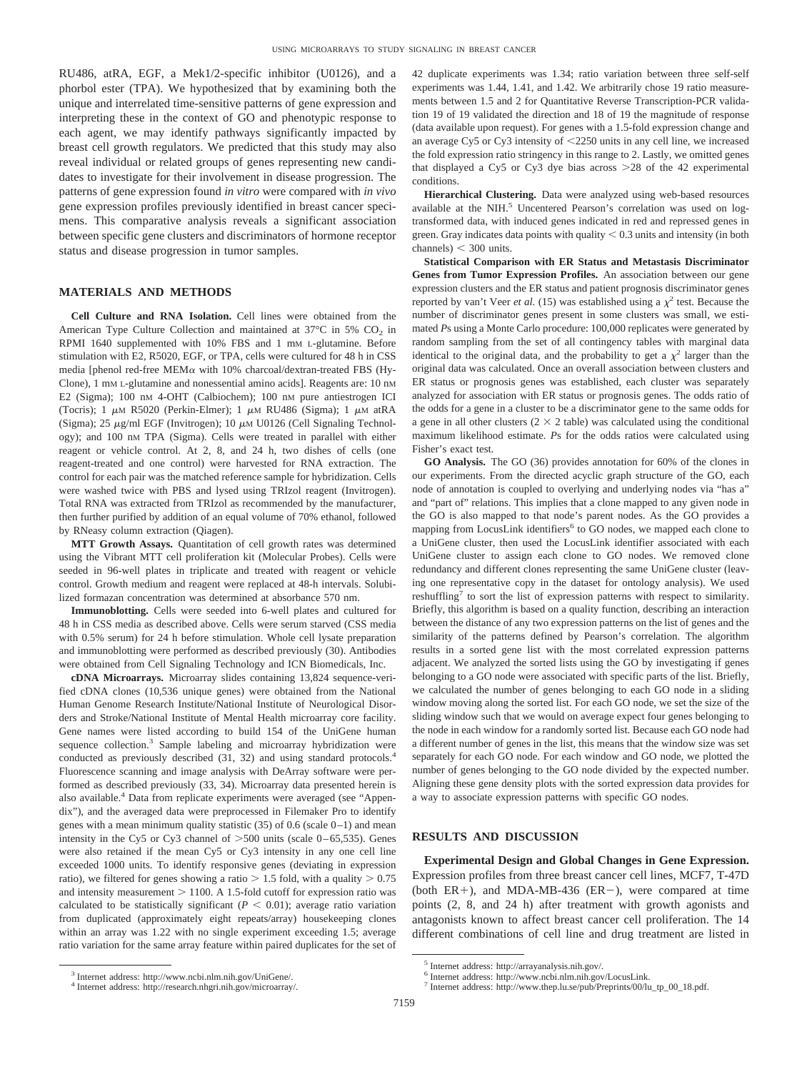RU486, atRA, EGF, a Mek1/2-specific inhibitor (U0126), and a phorbol ester (TPA). We hypothesized that by examining both the unique and interrelated time-sensitive patterns of gene expression and interpreting these in the context of GO and phenotypic response to each agent, we may identify pathways significantly impacted by breast cell growth regulators. We predicted that this study may also reveal individual or related groups of genes representing new candidates to investigate for their involvement in disease progression. The patterns of gene expression found *in vitro* were compared with *in vivo* gene expression profiles previously identified in breast cancer specimens. This comparative analysis reveals a significant association between specific gene clusters and discriminators of hormone receptor status and disease progression in tumor samples.

## MATERIALS AND METHODS

**Cell Culture and RNA Isolation.** Cell lines were obtained from the American Type Culture Collection and maintained at 37°C in 5% $CO_2$ in RPMI 1640 supplemented with 10% FBS and 1 mM L-glutamine. Before stimulation with E2, R5020, EGF, or TPA, cells were cultured for 48 h in CSS media [phenol red-free MEM$\alpha$ with 10% charcoal/dextran-treated FBS (HyClone), 1 mM L-glutamine and nonessential amino acids]. Reagents are: 10 nM E2 (Sigma); 100 nM 4-OHT (Calbiochem); 100 nM pure antiestrogen ICI (Tocris); 1 $\mu$M R5020 (Perkin-Elmer); 1 $\mu$M RU486 (Sigma); 1 $\mu$M atRA (Sigma); 25 $\mu$g/ml EGF (Invitrogen); 10 $\mu$M U0126 (Cell Signaling Technology); and 100 nM TPA (Sigma). Cells were treated in parallel with either reagent or vehicle control. At 2, 8, and 24 h, two dishes of cells (one reagent-treated and one control) were harvested for RNA extraction. The control for each pair was the matched reference sample for hybridization. Cells were washed twice with PBS and lysed using TRIzol reagent (Invitrogen). Total RNA was extracted from TRIzol as recommended by the manufacturer, then further purified by addition of an equal volume of 70% ethanol, followed by RNeasy column extraction (Qiagen).

**MTT Growth Assays.** Quantitation of cell growth rates was determined using the Vibrant MTT cell proliferation kit (Molecular Probes). Cells were seeded in 96-well plates in triplicate and treated with reagent or vehicle control. Growth medium and reagent were replaced at 48-h intervals. Solubilized formazan concentration was determined at absorbance 570 nm.

**Immunoblotting.** Cells were seeded into 6-well plates and cultured for 48 h in CSS media as described above. Cells were serum starved (CSS media with 0.5% serum) for 24 h before stimulation. Whole cell lysate preparation and immunoblotting were performed as described previously (30). Antibodies were obtained from Cell Signaling Technology and ICN Biomedicals, Inc.

**cDNA Microarrays.** Microarray slides containing 13,824 sequence-verified cDNA clones (10,536 unique genes) were obtained from the National Human Genome Research Institute/National Institute of Neurological Disorders and Stroke/National Institute of Mental Health microarray core facility. Gene names were listed according to build 154 of the UniGene human sequence collection.[3] Sample labeling and microarray hybridization were conducted as previously described (31, 32) and using standard protocols.[4] Fluorescence scanning and image analysis with DeArray software were performed as described previously (33, 34). Microarray data presented herein is also available.[4] Data from replicate experiments were averaged (see "Appendix"), and the averaged data were preprocessed in Filemaker Pro to identify genes with a mean minimum quality statistic (35) of 0.6 (scale 0–1) and mean intensity in the Cy5 or Cy3 channel of >500 units (scale 0–65,535). Genes were also retained if the mean Cy5 or Cy3 intensity in any one cell line exceeded 1000 units. To identify responsive genes (deviating in expression ratio), we filtered for genes showing a ratio > 1.5 fold, with a quality > 0.75 and intensity measurement > 1100. A 1.5-fold cutoff for expression ratio was calculated to be statistically significant ($P < 0.01$); average ratio variation from duplicated (approximately eight repeats/array) housekeeping clones within an array was 1.22 with no single experiment exceeding 1.5; average ratio variation for the same array feature within paired duplicates for the set of 42 duplicate experiments was 1.34; ratio variation between three self-self experiments was 1.44, 1.41, and 1.42. We arbitrarily chose 19 ratio measurements between 1.5 and 2 for Quantitative Reverse Transcription-PCR validation 19 of 19 validated the direction and 18 of 19 the magnitude of response (data available upon request). For genes with a 1.5-fold expression change and an average Cy5 or Cy3 intensity of <2250 units in any cell line, we increased the fold expression ratio stringency in this range to 2. Lastly, we omitted genes that displayed a Cy5 or Cy3 dye bias across >28 of the 42 experimental conditions.

**Hierarchical Clustering.** Data were analyzed using web-based resources available at the NIH.[5] Uncentered Pearson's correlation was used on log-transformed data, with induced genes indicated in red and repressed genes in green. Gray indicates data points with quality < 0.3 units and intensity (in both channels) < 300 units.

**Statistical Comparison with ER Status and Metastasis Discriminator Genes from Tumor Expression Profiles.** An association between our gene expression clusters and the ER status and patient prognosis discriminator genes reported by van't Veer *et al.* (15) was established using a $\chi^2$ test. Because the number of discriminator genes present in some clusters was small, we estimated *P*s using a Monte Carlo procedure: 100,000 replicates were generated by random sampling from the set of all contingency tables with marginal data identical to the original data, and the probability to get a $\chi^2$ larger than the original data was calculated. Once an overall association between clusters and ER status or prognosis genes was established, each cluster was separately analyzed for association with ER status or prognosis genes. The odds ratio of the odds for a gene in a cluster to be a discriminator gene to the same odds for a gene in all other clusters ($2 \times 2$ table) was calculated using the conditional maximum likelihood estimate. *P*s for the odds ratios were calculated using Fisher's exact test.

**GO Analysis.** The GO (36) provides annotation for 60% of the clones in our experiments. From the directed acyclic graph structure of the GO, each node of annotation is coupled to overlying and underlying nodes via "has a" and "part of" relations. This implies that a clone mapped to any given node in the GO is also mapped to that node's parent nodes. As the GO provides a mapping from LocusLink identifiers[6] to GO nodes, we mapped each clone to a UniGene cluster, then used the LocusLink identifier associated with each UniGene cluster to assign each clone to GO nodes. We removed clone redundancy and different clones representing the same UniGene cluster (leaving one representative copy in the dataset for ontology analysis). We used reshuffling[7] to sort the list of expression patterns with respect to similarity. Briefly, this algorithm is based on a quality function, describing an interaction between the distance of any two expression patterns on the list of genes and the similarity of the patterns defined by Pearson's correlation. The algorithm results in a sorted gene list with the most correlated expression patterns adjacent. We analyzed the sorted lists using the GO by investigating if genes belonging to a GO node were associated with specific parts of the list. Briefly, we calculated the number of genes belonging to each GO node in a sliding window moving along the sorted list. For each GO node, we set the size of the sliding window such that we would on average expect four genes belonging to the node in each window for a randomly sorted list. Because each GO node had a different number of genes in the list, this means that the window size was set separately for each GO node. For each window and GO node, we plotted the number of genes belonging to the GO node divided by the expected number. Aligning these gene density plots with the sorted expression data provides for a way to associate expression patterns with specific GO nodes.

## RESULTS AND DISCUSSION

**Experimental Design and Global Changes in Gene Expression.** Expression profiles from three breast cancer cell lines, MCF7, T-47D (both ER+), and MDA-MB-436 (ER−), were compared at time points (2, 8, and 24 h) after treatment with growth agonists and antagonists known to affect breast cancer cell proliferation. The 14 different combinations of cell line and drug treatment are listed in

[3] Internet address: http://www.ncbi.nlm.nih.gov/UniGene/.
[4] Internet address: http://research.nhgri.nih.gov/microarray/.
[5] Internet address: http://arrayanalysis.nih.gov/.
[6] Internet address: http://www.ncbi.nlm.nih.gov/LocusLink.
[7] Internet address: http://www.thep.lu.se/pub/Preprints/00/lu_tp_00_18.pdf.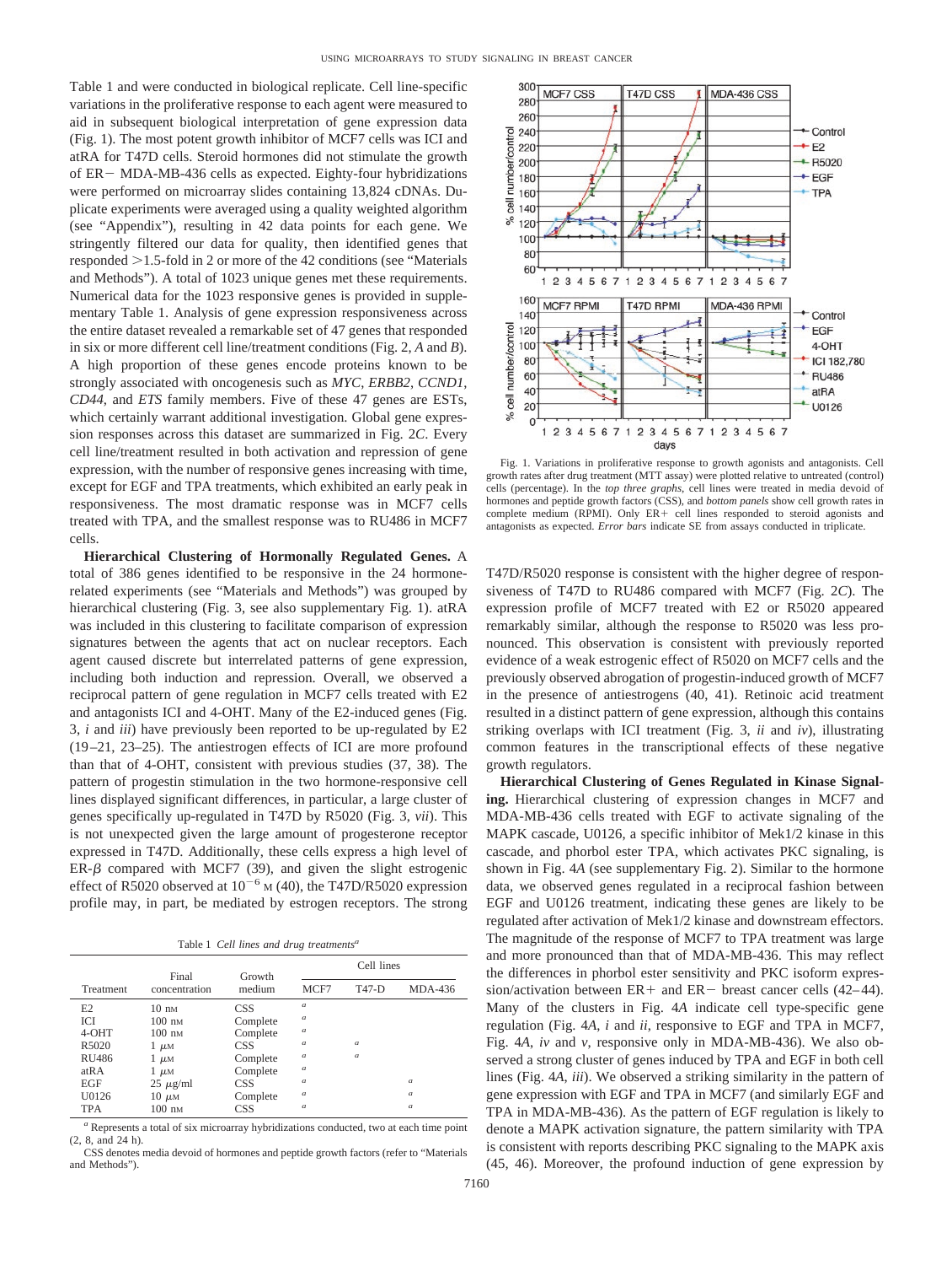Table 1 and were conducted in biological replicate. Cell line-specific variations in the proliferative response to each agent were measured to aid in subsequent biological interpretation of gene expression data (Fig. 1). The most potent growth inhibitor of MCF7 cells was ICI and atRA for T47D cells. Steroid hormones did not stimulate the growth of ER− MDA-MB-436 cells as expected. Eighty-four hybridizations were performed on microarray slides containing 13,824 cDNAs. Duplicate experiments were averaged using a quality weighted algorithm (see "Appendix"), resulting in 42 data points for each gene. We stringently filtered our data for quality, then identified genes that responded >1.5-fold in 2 or more of the 42 conditions (see "Materials and Methods"). A total of 1023 unique genes met these requirements. Numerical data for the 1023 responsive genes is provided in supplementary Table 1. Analysis of gene expression responsiveness across the entire dataset revealed a remarkable set of 47 genes that responded in six or more different cell line/treatment conditions (Fig. 2, *A* and *B*). A high proportion of these genes encode proteins known to be strongly associated with oncogenesis such as *MYC*, *ERBB2*, *CCND1*, *CD44*, and *ETS* family members. Five of these 47 genes are ESTs, which certainly warrant additional investigation. Global gene expression responses across this dataset are summarized in Fig. 2*C*. Every cell line/treatment resulted in both activation and repression of gene expression, with the number of responsive genes increasing with time, except for EGF and TPA treatments, which exhibited an early peak in responsiveness. The most dramatic response was in MCF7 cells treated with TPA, and the smallest response was to RU486 in MCF7 cells.

**Hierarchical Clustering of Hormonally Regulated Genes.** A total of 386 genes identified to be responsive in the 24 hormone-related experiments (see "Materials and Methods") was grouped by hierarchical clustering (Fig. 3, see also supplementary Fig. 1). atRA was included in this clustering to facilitate comparison of expression signatures between the agents that act on nuclear receptors. Each agent caused discrete but interrelated patterns of gene expression, including both induction and repression. Overall, we observed a reciprocal pattern of gene regulation in MCF7 cells treated with E2 and antagonists ICI and 4-OHT. Many of the E2-induced genes (Fig. 3, *i* and *iii*) have previously been reported to be up-regulated by E2 (19–21, 23–25). The antiestrogen effects of ICI are more profound than that of 4-OHT, consistent with previous studies (37, 38). The pattern of progestin stimulation in the two hormone-responsive cell lines displayed significant differences, in particular, a large cluster of genes specifically up-regulated in T47D by R5020 (Fig. 3, *vii*). This is not unexpected given the large amount of progesterone receptor expressed in T47D. Additionally, these cells express a high level of ER-β compared with MCF7 (39), and given the slight estrogenic effect of R5020 observed at $10^{-6}$ M (40), the T47D/R5020 expression profile may, in part, be mediated by estrogen receptors. The strong

Table 1 *Cell lines and drug treatments*[a]

| Treatment | Final concentration | Growth medium | Cell lines | | |
|---|---|---|---|---|---|
| | | | MCF7 | T47-D | MDA-436 |
| E2 | 10 nM | CSS | [a] | | |
| ICI | 100 nM | Complete | [a] | | |
| 4-OHT | 100 nM | Complete | [a] | | |
| R5020 | 1 μM | CSS | [a] | [a] | |
| RU486 | 1 μM | Complete | [a] | [a] | |
| atRA | 1 μM | Complete | [a] | | |
| EGF | 25 μg/ml | CSS | [a] | | [a] |
| U0126 | 10 μM | Complete | [a] | | [a] |
| TPA | 100 nM | CSS | [a] | | [a] |

[a] Represents a total of six microarray hybridizations conducted, two at each time point (2, 8, and 24 h).

CSS denotes media devoid of hormones and peptide growth factors (refer to "Materials and Methods").

Fig. 1. Variations in proliferative response to growth agonists and antagonists. Cell growth rates after drug treatment (MTT assay) were plotted relative to untreated (control) cells (percentage). In the *top three graphs*, cell lines were treated in media devoid of hormones and peptide growth factors (CSS), and *bottom panels* show cell growth rates in complete medium (RPMI). Only ER+ cell lines responded to steroid agonists and antagonists as expected. *Error bars* indicate SE from assays conducted in triplicate.

T47D/R5020 response is consistent with the higher degree of responsiveness of T47D to RU486 compared with MCF7 (Fig. 2*C*). The expression profile of MCF7 treated with E2 or R5020 appeared remarkably similar, although the response to R5020 was less pronounced. This observation is consistent with previously reported evidence of a weak estrogenic effect of R5020 on MCF7 cells and the previously observed abrogation of progestin-induced growth of MCF7 in the presence of antiestrogens (40, 41). Retinoic acid treatment resulted in a distinct pattern of gene expression, although this contains striking overlaps with ICI treatment (Fig. 3, *ii* and *iv*), illustrating common features in the transcriptional effects of these negative growth regulators.

**Hierarchical Clustering of Genes Regulated in Kinase Signaling.** Hierarchical clustering of expression changes in MCF7 and MDA-MB-436 cells treated with EGF to activate signaling of the MAPK cascade, U0126, a specific inhibitor of Mek1/2 kinase in this cascade, and phorbol ester TPA, which activates PKC signaling, is shown in Fig. 4*A* (see supplementary Fig. 2). Similar to the hormone data, we observed genes regulated in a reciprocal fashion between EGF and U0126 treatment, indicating these genes are likely to be regulated after activation of Mek1/2 kinase and downstream effectors. The magnitude of the response of MCF7 to TPA treatment was large and more pronounced than that of MDA-MB-436. This may reflect the differences in phorbol ester sensitivity and PKC isoform expression/activation between ER+ and ER− breast cancer cells (42–44). Many of the clusters in Fig. 4*A* indicate cell type-specific gene regulation (Fig. 4*A*, *i* and *ii*, responsive to EGF and TPA in MCF7, Fig. 4*A*, *iv* and *v*, responsive only in MDA-MB-436). We also observed a strong cluster of genes induced by TPA and EGF in both cell lines (Fig. 4*A*, *iii*). We observed a striking similarity in the pattern of gene expression with EGF and TPA in MCF7 (and similarly EGF and TPA in MDA-MB-436). As the pattern of EGF regulation is likely to denote a MAPK activation signature, the pattern similarity with TPA is consistent with reports describing PKC signaling to the MAPK axis (45, 46). Moreover, the profound induction of gene expression by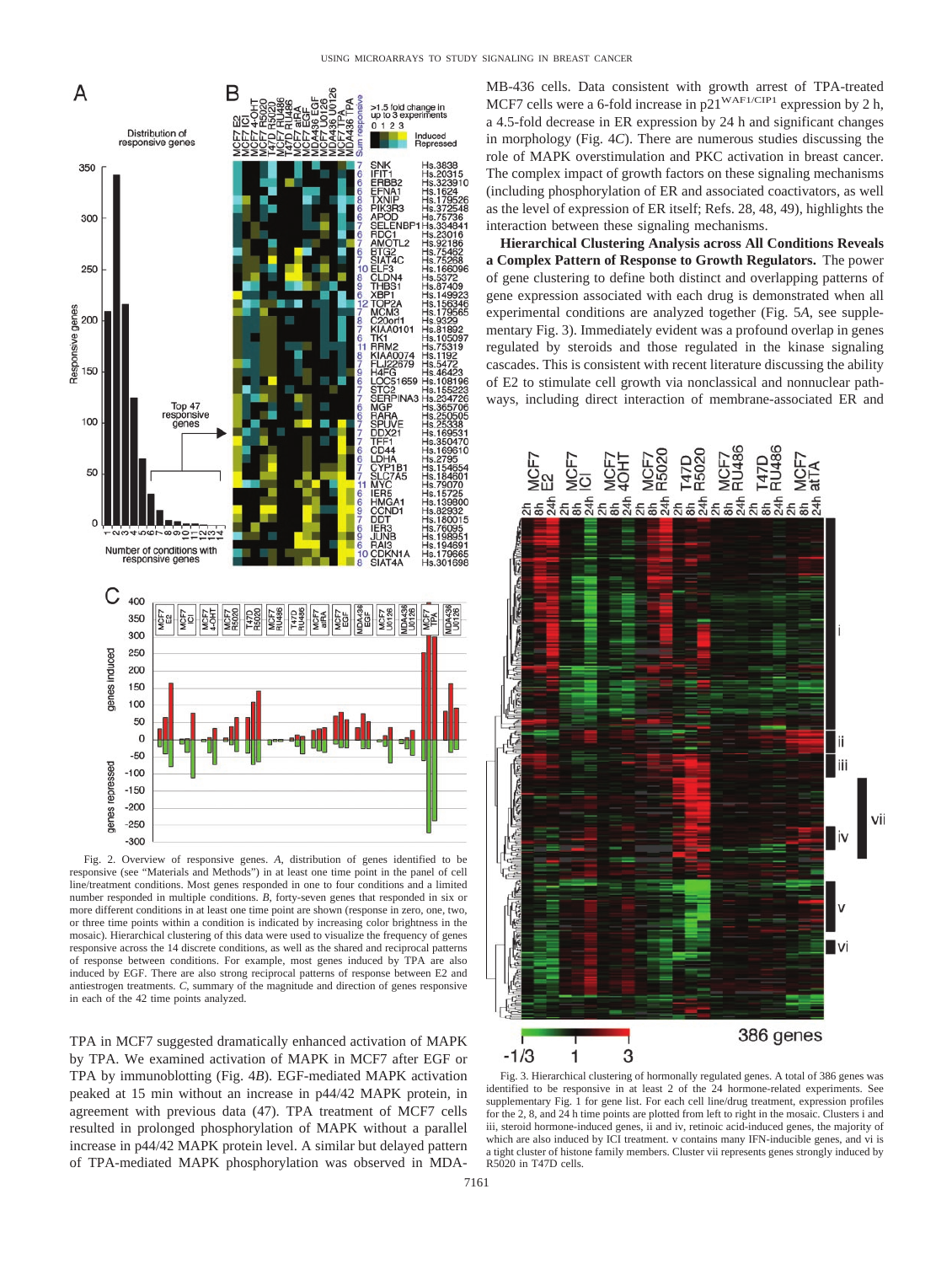Fig. 2. Overview of responsive genes. *A*, distribution of genes identified to be responsive (see "Materials and Methods") in at least one time point in the panel of cell line/treatment conditions. Most genes responded in one to four conditions and a limited number responded in multiple conditions. *B*, forty-seven genes that responded in six or more different conditions in at least one time point are shown (response in zero, one, two, or three time points within a condition is indicated by increasing color brightness in the mosaic). Hierarchical clustering of this data were used to visualize the frequency of genes responsive across the 14 discrete conditions, as well as the shared and reciprocal patterns of response between conditions. For example, most genes induced by TPA are also induced by EGF. There are also strong reciprocal patterns of response between E2 and antiestrogen treatments. *C*, summary of the magnitude and direction of genes responsive in each of the 42 time points analyzed.

TPA in MCF7 suggested dramatically enhanced activation of MAPK by TPA. We examined activation of MAPK in MCF7 after EGF or TPA by immunoblotting (Fig. 4*B*). EGF-mediated MAPK activation peaked at 15 min without an increase in p44/42 MAPK protein, in agreement with previous data (47). TPA treatment of MCF7 cells resulted in prolonged phosphorylation of MAPK without a parallel increase in p44/42 MAPK protein level. A similar but delayed pattern of TPA-mediated MAPK phosphorylation was observed in MDA-MB-436 cells. Data consistent with growth arrest of TPA-treated MCF7 cells were a 6-fold increase in p21$^{WAF1/CIP1}$ expression by 2 h, a 4.5-fold decrease in ER expression by 24 h and significant changes in morphology (Fig. 4*C*). There are numerous studies discussing the role of MAPK overstimulation and PKC activation in breast cancer. The complex impact of growth factors on these signaling mechanisms (including phosphorylation of ER and associated coactivators, as well as the level of expression of ER itself; Refs. 28, 48, 49), highlights the interaction between these signaling mechanisms.

**Hierarchical Clustering Analysis across All Conditions Reveals a Complex Pattern of Response to Growth Regulators.** The power of gene clustering to define both distinct and overlapping patterns of gene expression associated with each drug is demonstrated when all experimental conditions are analyzed together (Fig. 5*A*, see supplementary Fig. 3). Immediately evident was a profound overlap in genes regulated by steroids and those regulated in the kinase signaling cascades. This is consistent with recent literature discussing the ability of E2 to stimulate cell growth via nonclassical and nonnuclear pathways, including direct interaction of membrane-associated ER and

Fig. 3. Hierarchical clustering of hormonally regulated genes. A total of 386 genes was identified to be responsive in at least 2 of the 24 hormone-related experiments. See supplementary Fig. 1 for gene list. For each cell line/drug treatment, expression profiles for the 2, 8, and 24 h time points are plotted from left to right in the mosaic. Clusters i and iii, steroid hormone-induced genes, ii and iv, retinoic acid-induced genes, the majority of which are also induced by ICI treatment. v contains many IFN-inducible genes, and vi is a tight cluster of histone family members. Cluster vii represents genes strongly induced by R5020 in T47D cells.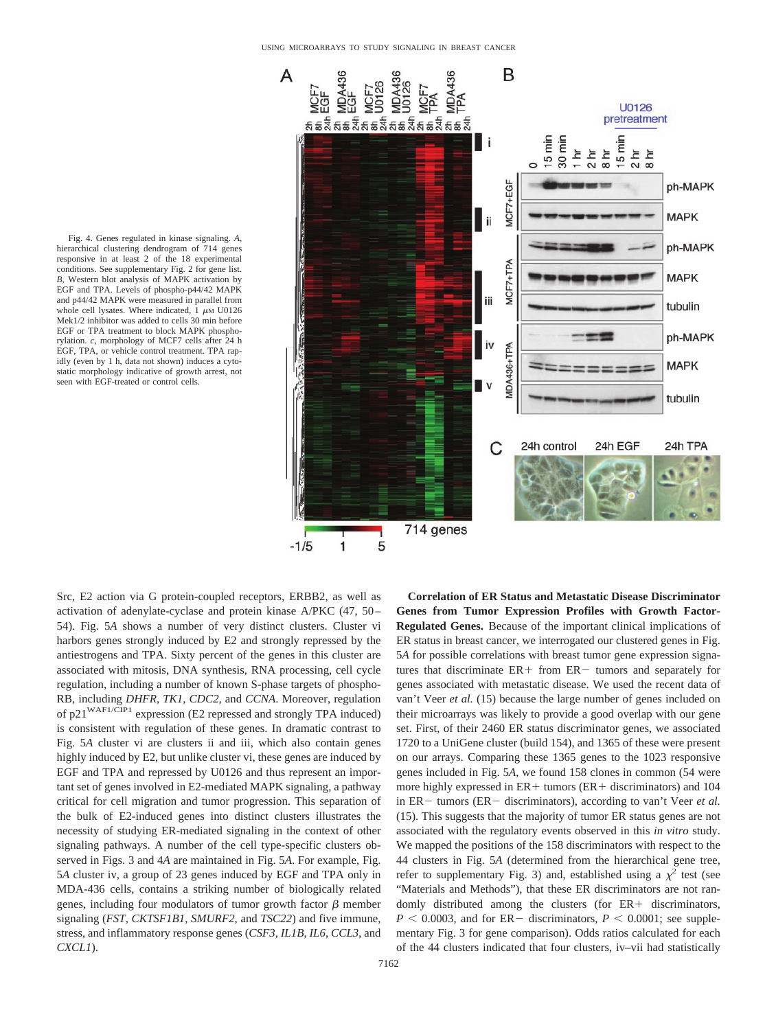Fig. 4. Genes regulated in kinase signaling. *A*, hierarchical clustering dendrogram of 714 genes responsive in at least 2 of the 18 experimental conditions. See supplementary Fig. 2 for gene list. *B*, Western blot analysis of MAPK activation by EGF and TPA. Levels of phospho-p44/42 MAPK and p44/42 MAPK were measured in parallel from whole cell lysates. Where indicated, 1 $\mu$M U0126 Mek1/2 inhibitor was added to cells 30 min before EGF or TPA treatment to block MAPK phosphorylation. *c*, morphology of MCF7 cells after 24 h EGF, TPA, or vehicle control treatment. TPA rapidly (even by 1 h, data not shown) induces a cytostatic morphology indicative of growth arrest, not seen with EGF-treated or control cells.

Src, E2 action via G protein-coupled receptors, ERBB2, as well as activation of adenylate-cyclase and protein kinase A/PKC (47, 50–54). Fig. 5*A* shows a number of very distinct clusters. Cluster vi harbors genes strongly induced by E2 and strongly repressed by the antiestrogens and TPA. Sixty percent of the genes in this cluster are associated with mitosis, DNA synthesis, RNA processing, cell cycle regulation, including a number of known S-phase targets of phospho-RB, including *DHFR*, *TK1*, *CDC2*, and *CCNA*. Moreover, regulation of p21[WAF1/CIP1] expression (E2 repressed and strongly TPA induced) is consistent with regulation of these genes. In dramatic contrast to Fig. 5*A* cluster vi are clusters ii and iii, which also contain genes highly induced by E2, but unlike cluster vi, these genes are induced by EGF and TPA and repressed by U0126 and thus represent an important set of genes involved in E2-mediated MAPK signaling, a pathway critical for cell migration and tumor progression. This separation of the bulk of E2-induced genes into distinct clusters illustrates the necessity of studying ER-mediated signaling in the context of other signaling pathways. A number of the cell type-specific clusters observed in Figs. 3 and 4*A* are maintained in Fig. 5*A*. For example, Fig. 5*A* cluster iv, a group of 23 genes induced by EGF and TPA only in MDA-436 cells, contains a striking number of biologically related genes, including four modulators of tumor growth factor $\beta$ member signaling (*FST*, *CKTSF1B1*, *SMURF2*, and *TSC22*) and five immune, stress, and inflammatory response genes (*CSF3*, *IL1B*, *IL6*, *CCL3*, and *CXCL1*).

**Correlation of ER Status and Metastatic Disease Discriminator Genes from Tumor Expression Profiles with Growth Factor-Regulated Genes.** Because of the important clinical implications of ER status in breast cancer, we interrogated our clustered genes in Fig. 5*A* for possible correlations with breast tumor gene expression signatures that discriminate ER+ from ER− tumors and separately for genes associated with metastatic disease. We used the recent data of van't Veer *et al.* (15) because the large number of genes included on their microarrays was likely to provide a good overlap with our gene set. First, of their 2460 ER status discriminator genes, we associated 1720 to a UniGene cluster (build 154), and 1365 of these were present on our arrays. Comparing these 1365 genes to the 1023 responsive genes included in Fig. 5*A*, we found 158 clones in common (54 were more highly expressed in ER+ tumors (ER+ discriminators) and 104 in ER− tumors (ER− discriminators), according to van't Veer *et al.* (15). This suggests that the majority of tumor ER status genes are not associated with the regulatory events observed in this *in vitro* study. We mapped the positions of the 158 discriminators with respect to the 44 clusters in Fig. 5*A* (determined from the hierarchical gene tree, refer to supplementary Fig. 3) and, established using a $\chi^2$ test (see "Materials and Methods"), that these ER discriminators are not randomly distributed among the clusters (for ER+ discriminators, $P < 0.0003$, and for ER− discriminators, $P < 0.0001$; see supplementary Fig. 3 for gene comparison). Odds ratios calculated for each of the 44 clusters indicated that four clusters, iv–vii had statistically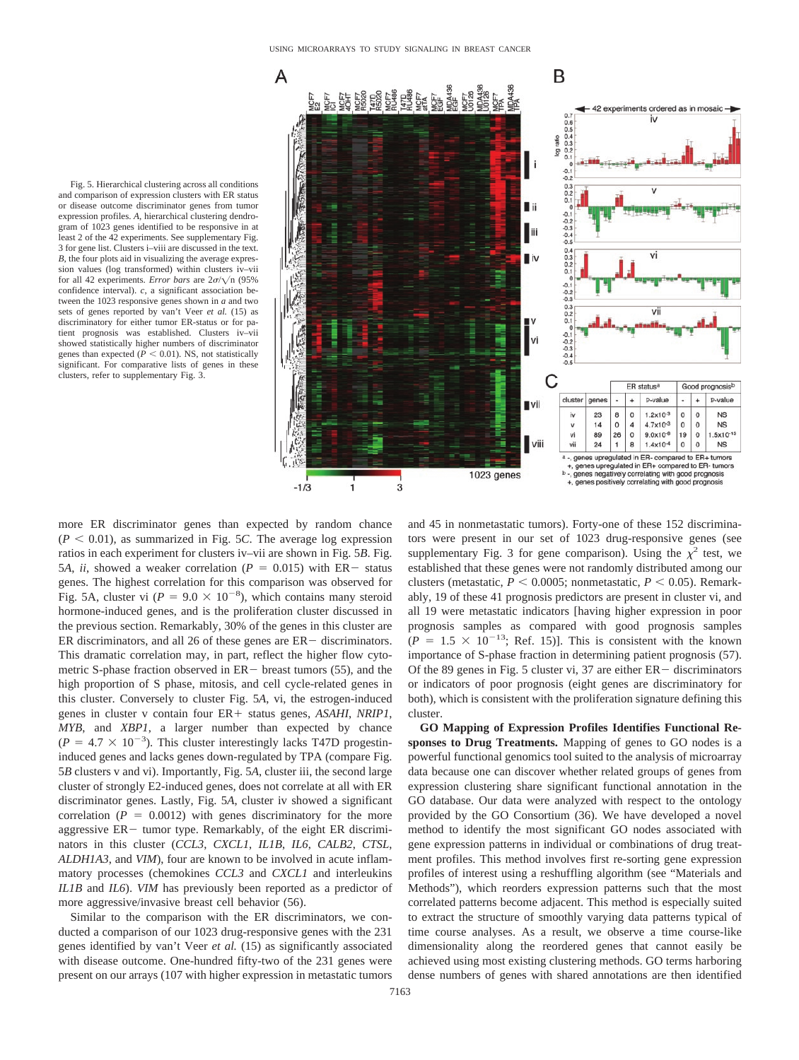Fig. 5. Hierarchical clustering across all conditions and comparison of expression clusters with ER status or disease outcome discriminator genes from tumor expression profiles. *A*, hierarchical clustering dendrogram of 1023 genes identified to be responsive in at least 2 of the 42 experiments. See supplementary Fig. 3 for gene list. Clusters i–viii are discussed in the text. *B*, the four plots aid in visualizing the average expression values (log transformed) within clusters iv–vii for all 42 experiments. *Error bars* are $2\sigma/\sqrt{n}$ (95% confidence interval). *c*, a significant association between the 1023 responsive genes shown in *a* and two sets of genes reported by van't Veer *et al.* (15) as discriminatory for either tumor ER-status or for patient prognosis was established. Clusters iv–vii showed statistically higher numbers of discriminator genes than expected ($P < 0.01$). NS, not statistically significant. For comparative lists of genes in these clusters, refer to supplementary Fig. 3.

| cluster | genes | ER status[a] - | ER status[a] + | ER status[a] p-value | Good prognosis[b] - | Good prognosis[b] + | Good prognosis[b] p-value |
|---|---|---|---|---|---|---|---|
| iv | 23 | 8 | 0 | $1.2\times10^{-3}$ | 0 | 0 | NS |
| v | 14 | 0 | 4 | $4.7\times10^{-3}$ | 0 | 0 | NS |
| vi | 89 | 26 | 0 | $9.0\times10^{-8}$ | 19 | 0 | $1.5\times10^{-13}$ |
| vii | 24 | 1 | 8 | $1.4\times10^{-4}$ | 0 | 0 | NS |

[a] -, genes upregulated in ER- compared to ER+ tumors
+, genes upregulated in ER+ compared to ER- tumors
[b] -, genes negatively correlating with good prognosis
+, genes positively correlating with good prognosis

more ER discriminator genes than expected by random chance ($P < 0.01$), as summarized in Fig. 5*C*. The average log expression ratios in each experiment for clusters iv–vii are shown in Fig. 5*B*. Fig. 5*A*, *ii*, showed a weaker correlation ($P = 0.015$) with ER− status genes. The highest correlation for this comparison was observed for Fig. 5A, cluster vi ($P = 9.0 \times 10^{-8}$), which contains many steroid hormone-induced genes, and is the proliferation cluster discussed in the previous section. Remarkably, 30% of the genes in this cluster are ER discriminators, and all 26 of these genes are ER− discriminators. This dramatic correlation may, in part, reflect the higher flow cytometric S-phase fraction observed in ER− breast tumors (55), and the high proportion of S phase, mitosis, and cell cycle-related genes in this cluster. Conversely to cluster Fig. 5*A*, vi, the estrogen-induced genes in cluster v contain four ER+ status genes, *ASAHI*, *NRIP1*, *MYB*, and *XBP1*, a larger number than expected by chance ($P = 4.7 \times 10^{-3}$). This cluster interestingly lacks T47D progestin-induced genes and lacks genes down-regulated by TPA (compare Fig. 5*B* clusters v and vi). Importantly, Fig. 5*A*, cluster iii, the second large cluster of strongly E2-induced genes, does not correlate at all with ER discriminator genes. Lastly, Fig. 5*A*, cluster iv showed a significant correlation ($P = 0.0012$) with genes discriminatory for the more aggressive ER− tumor type. Remarkably, of the eight ER discriminators in this cluster (*CCL3*, *CXCL1*, *IL1B*, *IL6*, *CALB2*, *CTSL*, *ALDH1A3*, and *VIM*), four are known to be involved in acute inflammatory processes (chemokines *CCL3* and *CXCL1* and interleukins *IL1B* and *IL6*). *VIM* has previously been reported as a predictor of more aggressive/invasive breast cell behavior (56).

Similar to the comparison with the ER discriminators, we conducted a comparison of our 1023 drug-responsive genes with the 231 genes identified by van't Veer *et al.* (15) as significantly associated with disease outcome. One-hundred fifty-two of the 231 genes were present on our arrays (107 with higher expression in metastatic tumors and 45 in nonmetastatic tumors). Forty-one of these 152 discriminators were present in our set of 1023 drug-responsive genes (see supplementary Fig. 3 for gene comparison). Using the $\chi^2$ test, we established that these genes were not randomly distributed among our clusters (metastatic, $P < 0.0005$; nonmetastatic, $P < 0.05$). Remarkably, 19 of these 41 prognosis predictors are present in cluster vi, and all 19 were metastatic indicators [having higher expression in poor prognosis samples as compared with good prognosis samples ($P = 1.5 \times 10^{-13}$; Ref. 15)]. This is consistent with the known importance of S-phase fraction in determining patient prognosis (57). Of the 89 genes in Fig. 5 cluster vi, 37 are either ER− discriminators or indicators of poor prognosis (eight genes are discriminatory for both), which is consistent with the proliferation signature defining this cluster.

**GO Mapping of Expression Profiles Identifies Functional Responses to Drug Treatments.** Mapping of genes to GO nodes is a powerful functional genomics tool suited to the analysis of microarray data because one can discover whether related groups of genes from expression clustering share significant functional annotation in the GO database. Our data were analyzed with respect to the ontology provided by the GO Consortium (36). We have developed a novel method to identify the most significant GO nodes associated with gene expression patterns in individual or combinations of drug treatment profiles. This method involves first re-sorting gene expression profiles of interest using a reshuffling algorithm (see "Materials and Methods"), which reorders expression patterns such that the most correlated patterns become adjacent. This method is especially suited to extract the structure of smoothly varying data patterns typical of time course analyses. As a result, we observe a time course-like dimensionality along the reordered genes that cannot easily be achieved using most existing clustering methods. GO terms harboring dense numbers of genes with shared annotations are then identified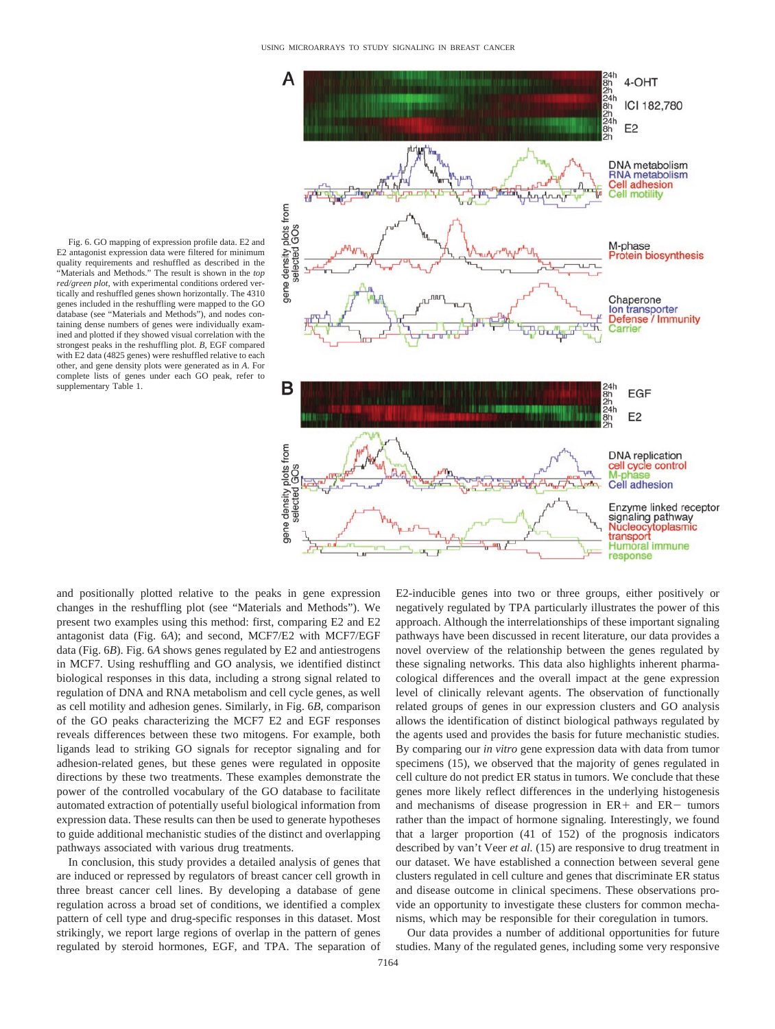Fig. 6. GO mapping of expression profile data. E2 and E2 antagonist expression data were filtered for minimum quality requirements and reshuffled as described in the "Materials and Methods." The result is shown in the *top red/green plot*, with experimental conditions ordered vertically and reshuffled genes shown horizontally. The 4310 genes included in the reshuffling were mapped to the GO database (see "Materials and Methods"), and nodes containing dense numbers of genes were individually examined and plotted if they showed visual correlation with the strongest peaks in the reshuffling plot. *B*, EGF compared with E2 data (4825 genes) were reshuffled relative to each other, and gene density plots were generated as in *A*. For complete lists of genes under each GO peak, refer to supplementary Table 1.

and positionally plotted relative to the peaks in gene expression changes in the reshuffling plot (see "Materials and Methods"). We present two examples using this method: first, comparing E2 and E2 antagonist data (Fig. 6*A*); and second, MCF7/E2 with MCF7/EGF data (Fig. 6*B*). Fig. 6*A* shows genes regulated by E2 and antiestrogens in MCF7. Using reshuffling and GO analysis, we identified distinct biological responses in this data, including a strong signal related to regulation of DNA and RNA metabolism and cell cycle genes, as well as cell motility and adhesion genes. Similarly, in Fig. 6*B*, comparison of the GO peaks characterizing the MCF7 E2 and EGF responses reveals differences between these two mitogens. For example, both ligands lead to striking GO signals for receptor signaling and for adhesion-related genes, but these genes were regulated in opposite directions by these two treatments. These examples demonstrate the power of the controlled vocabulary of the GO database to facilitate automated extraction of potentially useful biological information from expression data. These results can then be used to generate hypotheses to guide additional mechanistic studies of the distinct and overlapping pathways associated with various drug treatments.

In conclusion, this study provides a detailed analysis of genes that are induced or repressed by regulators of breast cancer cell growth in three breast cancer cell lines. By developing a database of gene regulation across a broad set of conditions, we identified a complex pattern of cell type and drug-specific responses in this dataset. Most strikingly, we report large regions of overlap in the pattern of genes regulated by steroid hormones, EGF, and TPA. The separation of E2-inducible genes into two or three groups, either positively or negatively regulated by TPA particularly illustrates the power of this approach. Although the interrelationships of these important signaling pathways have been discussed in recent literature, our data provides a novel overview of the relationship between the genes regulated by these signaling networks. This data also highlights inherent pharmacological differences and the overall impact at the gene expression level of clinically relevant agents. The observation of functionally related groups of genes in our expression clusters and GO analysis allows the identification of distinct biological pathways regulated by the agents used and provides the basis for future mechanistic studies. By comparing our *in vitro* gene expression data with data from tumor specimens (15), we observed that the majority of genes regulated in cell culture do not predict ER status in tumors. We conclude that these genes more likely reflect differences in the underlying histogenesis and disease outcome and mechanisms of disease progression in ER+ and ER− tumors rather than the impact of hormone signaling. Interestingly, we found that a larger proportion (41 of 152) of the prognosis indicators described by van't Veer *et al.* (15) are responsive to drug treatment in our dataset. We have established a connection between several gene clusters regulated in cell culture and genes that discriminate ER status and disease outcome in clinical specimens. These observations provide an opportunity to investigate these clusters for common mechanisms, which may be responsible for their coregulation in tumors.

Our data provides a number of additional opportunities for future studies. Many of the regulated genes, including some very responsive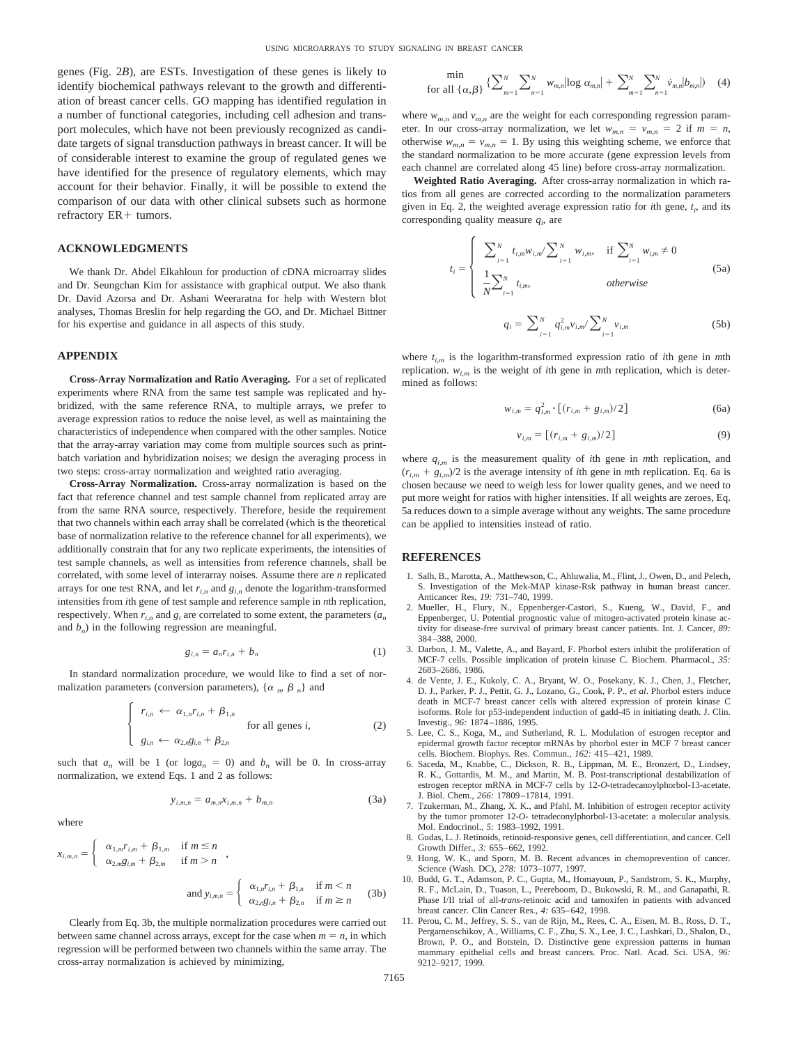genes (Fig. 2*B*), are ESTs. Investigation of these genes is likely to identify biochemical pathways relevant to the growth and differentiation of breast cancer cells. GO mapping has identified regulation in a number of functional categories, including cell adhesion and transport molecules, which have not been previously recognized as candidate targets of signal transduction pathways in breast cancer. It will be of considerable interest to examine the group of regulated genes we have identified for the presence of regulatory elements, which may account for their behavior. Finally, it will be possible to extend the comparison of our data with other clinical subsets such as hormone refractory ER+ tumors.

## ACKNOWLEDGMENTS

We thank Dr. Abdel Elkahloun for production of cDNA microarray slides and Dr. Seungchan Kim for assistance with graphical output. We also thank Dr. David Azorsa and Dr. Ashani Weeraratna for help with Western blot analyses, Thomas Breslin for help regarding the GO, and Dr. Michael Bittner for his expertise and guidance in all aspects of this study.

## APPENDIX

**Cross-Array Normalization and Ratio Averaging.** For a set of replicated experiments where RNA from the same test sample was replicated and hybridized, with the same reference RNA, to multiple arrays, we prefer to average expression ratios to reduce the noise level, as well as maintaining the characteristics of independence when compared with the other samples. Notice that the array-array variation may come from multiple sources such as print-batch variation and hybridization noises; we design the averaging process in two steps: cross-array normalization and weighted ratio averaging.

**Cross-Array Normalization.** Cross-array normalization is based on the fact that reference channel and test sample channel from replicated array are from the same RNA source, respectively. Therefore, beside the requirement that two channels within each array shall be correlated (which is the theoretical base of normalization relative to the reference channel for all experiments), we additionally constrain that for any two replicate experiments, the intensities of test sample channels, as well as intensities from reference channels, shall be correlated, with some level of interarray noises. Assume there are $n$ replicated arrays for one test RNA, and let $r_{i,n}$ and $g_{i,n}$ denote the logarithm-transformed intensities from $i$th gene of test sample and reference sample in $n$th replication, respectively. When $r_{i,n}$ and $g_i$ are correlated to some extent, the parameters ($a_n$ and $b_n$) in the following regression are meaningful.

$$g_{i,n} = a_n r_{i,n} + b_n \tag{1}$$

In standard normalization procedure, we would like to find a set of normalization parameters (conversion parameters), $\{\alpha_n, \beta_n\}$ and

$$\begin{cases} r_{i,n} \leftarrow \alpha_{1,n} r_{i,n} + \beta_{1,n} \\ g_{i,n} \leftarrow \alpha_{2,n} g_{i,n} + \beta_{2,n} \end{cases} \quad \text{for all genes } i, \tag{2}$$

such that $a_n$ will be 1 (or $\log a_n = 0$) and $b_n$ will be 0. In cross-array normalization, we extend Eqs. 1 and 2 as follows:

$$y_{i,m,n} = a_{m,n} x_{i,m,n} + b_{m,n} \tag{3a}$$

where

$$x_{i,m,n} = \begin{cases} \alpha_{1,m} r_{i,m} + \beta_{1,m} & \text{if } m \le n \\ \alpha_{2,m} g_{i,m} + \beta_{2,m} & \text{if } m > n \end{cases},$$

$$\text{and } y_{i,m,n} = \begin{cases} \alpha_{1,n} r_{i,n} + \beta_{1,n} & \text{if } m < n \\ \alpha_{2,n} g_{i,n} + \beta_{2,n} & \text{if } m \ge n \end{cases} \tag{3b}$$

Clearly from Eq. 3b, the multiple normalization procedures were carried out between same channel across arrays, except for the case when $m = n$, in which regression will be performed between two channels within the same array. The cross-array normalization is achieved by minimizing,

$$\min_{\text{for all } \{\alpha,\beta\}} \left\{ \sum_{m=1}^{N} \sum_{n=1}^{N} w_{m,n} |\log \alpha_{m,n}| + \sum_{m=1}^{N} \sum_{n=1}^{N} v_{m,n} |b_{m,n}| \right) \tag{4}$$

where $w_{m,n}$ and $v_{m,n}$ are the weight for each corresponding regression parameter. In our cross-array normalization, we let $w_{m,n} = v_{m,n} = 2$ if $m = n$, otherwise $w_{m,n} = v_{m,n} = 1$. By using this weighting scheme, we enforce that the standard normalization to be more accurate (gene expression levels from each channel are correlated along 45 line) before cross-array normalization.

**Weighted Ratio Averaging.** After cross-array normalization in which ratios from all genes are corrected according to the normalization parameters given in Eq. 2, the weighted average expression ratio for $i$th gene, $t_i$, and its corresponding quality measure $q_i$, are

$$t_i = \begin{cases} \sum_{i=1}^{N} t_{i,m} w_{i,m} / \sum_{i=1}^{N} w_{i,m}, & \text{if } \sum_{i=1}^{N} w_{i,m} \neq 0 \\ \frac{1}{N} \sum_{i=1}^{N} t_{i,m}, & \textit{otherwise} \end{cases} \tag{5a}$$

$$q_i = \sum_{i=1}^{N} q_{i,m}^2 v_{i,m} / \sum_{i=1}^{N} v_{i,m} \tag{5b}$$

where $t_{i,m}$ is the logarithm-transformed expression ratio of $i$th gene in $m$th replication. $w_{i,m}$ is the weight of $i$th gene in $m$th replication, which is determined as follows:

$$w_{i,m} = q_{i,m}^2 \cdot [(r_{i,m} + g_{i,m})/2] \tag{6a}$$

$$v_{i,m} = [(r_{i,m} + g_{i,m})/2] \tag{9}$$

where $q_{i,m}$ is the measurement quality of $i$th gene in $m$th replication, and $(r_{i,m} + g_{i,m})/2$ is the average intensity of $i$th gene in $m$th replication. Eq. 6a is chosen because we need to weigh less for lower quality genes, and we need to put more weight for ratios with higher intensities. If all weights are zeroes, Eq. 5a reduces down to a simple average without any weights. The same procedure can be applied to intensities instead of ratio.

## REFERENCES

1. Salh, B., Marotta, A., Matthewson, C., Ahluwalia, M., Flint, J., Owen, D., and Pelech, S. Investigation of the Mek-MAP kinase-Rsk pathway in human breast cancer. Anticancer Res, *19:* 731–740, 1999.
2. Mueller, H., Flury, N., Eppenberger-Castori, S., Kueng, W., David, F., and Eppenberger, U. Potential prognostic value of mitogen-activated protein kinase activity for disease-free survival of primary breast cancer patients. Int. J. Cancer, *89:* 384–388, 2000.
3. Darbon, J. M., Valette, A., and Bayard, F. Phorbol esters inhibit the proliferation of MCF-7 cells. Possible implication of protein kinase C. Biochem. Pharmacol., *35:* 2683–2686, 1986.
4. de Vente, J. E., Kukoly, C. A., Bryant, W. O., Posekany, K. J., Chen, J., Fletcher, D. J., Parker, P. J., Pettit, G. J., Lozano, G., Cook, P. P., *et al.* Phorbol esters induce death in MCF-7 breast cancer cells with altered expression of protein kinase C isoforms. Role for p53-independent induction of gadd-45 in initiating death. J. Clin. Investig., *96:* 1874–1886, 1995.
5. Lee, C. S., Koga, M., and Sutherland, R. L. Modulation of estrogen receptor and epidermal growth factor receptor mRNAs by phorbol ester in MCF 7 breast cancer cells. Biochem. Biophys. Res. Commun., *162:* 415–421, 1989.
6. Saceda, M., Knabbe, C., Dickson, R. B., Lippman, M. E., Bronzert, D., Lindsey, R. K., Gottardis, M. M., and Martin, M. B. Post-transcriptional destabilization of estrogen receptor mRNA in MCF-7 cells by 12-*O*-tetradecanoylphorbol-13-acetate. J. Biol. Chem., *266:* 17809–17814, 1991.
7. Tzukerman, M., Zhang, X. K., and Pfahl, M. Inhibition of estrogen receptor activity by the tumor promoter 12-*O*- tetradeconylphorbol-13-acetate: a molecular analysis. Mol. Endocrinol., *5:* 1983–1992, 1991.
8. Gudas, L. J. Retinoids, retinoid-responsive genes, cell differentiation, and cancer. Cell Growth Differ., *3:* 655–662, 1992.
9. Hong, W. K., and Sporn, M. B. Recent advances in chemoprevention of cancer. Science (Wash. DC), *278:* 1073–1077, 1997.
10. Budd, G. T., Adamson, P. C., Gupta, M., Homayoun, P., Sandstrom, S. K., Murphy, R. F., McLain, D., Tuason, L., Peereboom, D., Bukowski, R. M., and Ganapathi, R. Phase I/II trial of all-*trans*-retinoic acid and tamoxifen in patients with advanced breast cancer. Clin Cancer Res., *4:* 635–642, 1998.
11. Perou, C. M., Jeffrey, S. S., van de Rijn, M., Rees, C. A., Eisen, M. B., Ross, D. T., Pergamenschikov, A., Williams, C. F., Zhu, S. X., Lee, J. C., Lashkari, D., Shalon, D., Brown, P. O., and Botstein, D. Distinctive gene expression patterns in human mammary epithelial cells and breast cancers. Proc. Natl. Acad. Sci. USA, *96:* 9212–9217, 1999.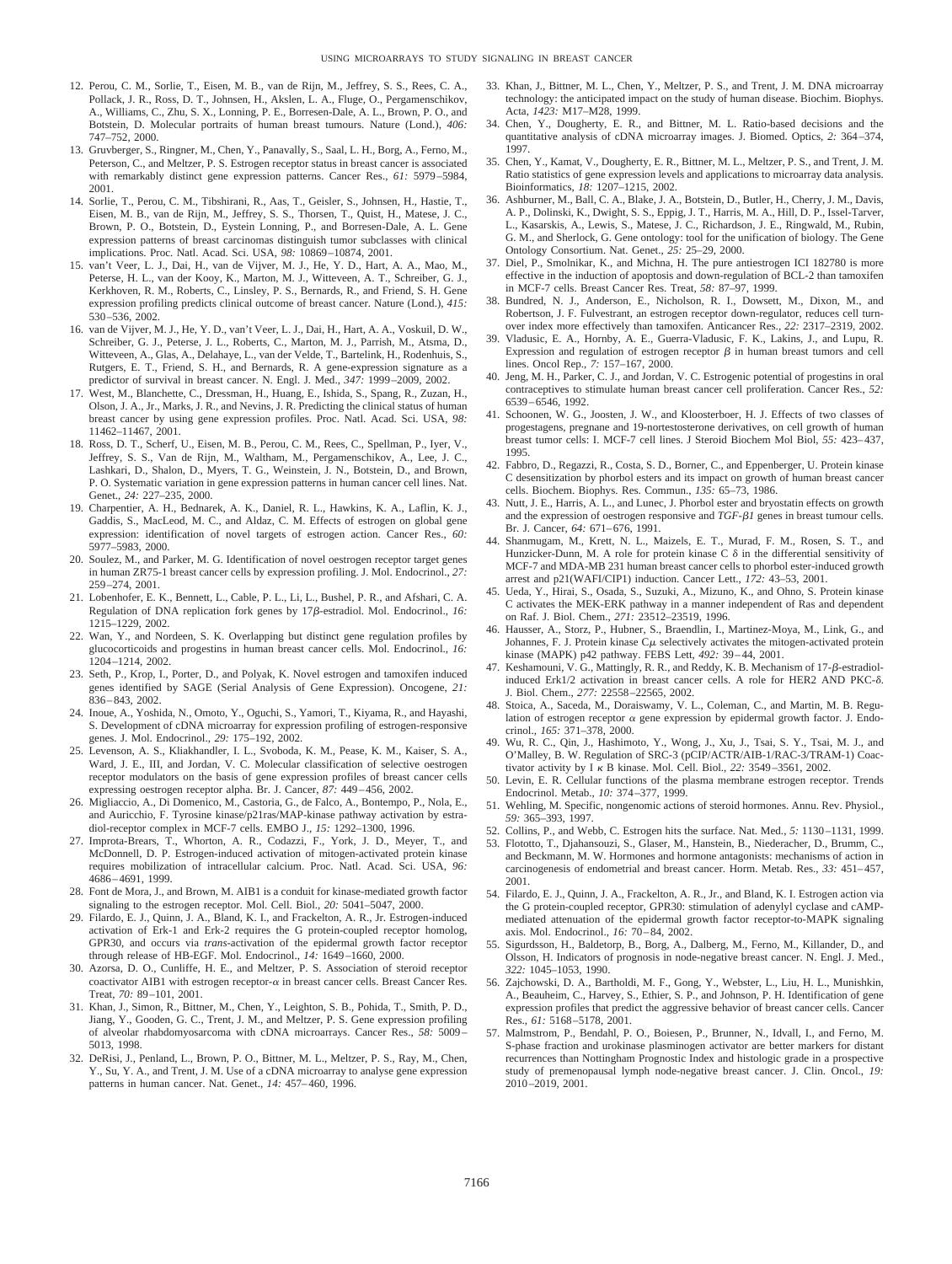12. Perou, C. M., Sorlie, T., Eisen, M. B., van de Rijn, M., Jeffrey, S. S., Rees, C. A., Pollack, J. R., Ross, D. T., Johnsen, H., Akslen, L. A., Fluge, O., Pergamenschikov, A., Williams, C., Zhu, S. X., Lonning, P. E., Borresen-Dale, A. L., Brown, P. O., and Botstein, D. Molecular portraits of human breast tumours. Nature (Lond.), *406:* 747–752, 2000.
13. Gruvberger, S., Ringner, M., Chen, Y., Panavally, S., Saal, L. H., Borg, A., Ferno, M., Peterson, C., and Meltzer, P. S. Estrogen receptor status in breast cancer is associated with remarkably distinct gene expression patterns. Cancer Res., *61:* 5979–5984, 2001.
14. Sorlie, T., Perou, C. M., Tibshirani, R., Aas, T., Geisler, S., Johnsen, H., Hastie, T., Eisen, M. B., van de Rijn, M., Jeffrey, S. S., Thorsen, T., Quist, H., Matese, J. C., Brown, P. O., Botstein, D., Eystein Lonning, P., and Borresen-Dale, A. L. Gene expression patterns of breast carcinomas distinguish tumor subclasses with clinical implications. Proc. Natl. Acad. Sci. USA, *98:* 10869–10874, 2001.
15. van't Veer, L. J., Dai, H., van de Vijver, M. J., He, Y. D., Hart, A. A., Mao, M., Peterse, H. L., van der Kooy, K., Marton, M. J., Witteveen, A. T., Schreiber, G. J., Kerkhoven, R. M., Roberts, C., Linsley, P. S., Bernards, R., and Friend, S. H. Gene expression profiling predicts clinical outcome of breast cancer. Nature (Lond.), *415:* 530–536, 2002.
16. van de Vijver, M. J., He, Y. D., van't Veer, L. J., Dai, H., Hart, A. A., Voskuil, D. W., Schreiber, G. J., Peterse, J. L., Roberts, C., Marton, M. J., Parrish, M., Atsma, D., Witteveen, A., Glas, A., Delahaye, L., van der Velde, T., Bartelink, H., Rodenhuis, S., Rutgers, E. T., Friend, S. H., and Bernards, R. A gene-expression signature as a predictor of survival in breast cancer. N. Engl. J. Med., *347:* 1999–2009, 2002.
17. West, M., Blanchette, C., Dressman, H., Huang, E., Ishida, S., Spang, R., Zuzan, H., Olson, J. A., Jr., Marks, J. R., and Nevins, J. R. Predicting the clinical status of human breast cancer by using gene expression profiles. Proc. Natl. Acad. Sci. USA, *98:* 11462–11467, 2001.
18. Ross, D. T., Scherf, U., Eisen, M. B., Perou, C. M., Rees, C., Spellman, P., Iyer, V., Jeffrey, S. S., Van de Rijn, M., Waltham, M., Pergamenschikov, A., Lee, J. C., Lashkari, D., Shalon, D., Myers, T. G., Weinstein, J. N., Botstein, D., and Brown, P. O. Systematic variation in gene expression patterns in human cancer cell lines. Nat. Genet., *24:* 227–235, 2000.
19. Charpentier, A. H., Bednarek, A. K., Daniel, R. L., Hawkins, K. A., Laflin, K. J., Gaddis, S., MacLeod, M. C., and Aldaz, C. M. Effects of estrogen on global gene expression: identification of novel targets of estrogen action. Cancer Res., *60:* 5977–5983, 2000.
20. Soulez, M., and Parker, M. G. Identification of novel oestrogen receptor target genes in human ZR75-1 breast cancer cells by expression profiling. J. Mol. Endocrinol., *27:* 259–274, 2001.
21. Lobenhofer, E. K., Bennett, L., Cable, P. L., Li, L., Bushel, P. R., and Afshari, C. A. Regulation of DNA replication fork genes by 17$\beta$-estradiol. Mol. Endocrinol., *16:* 1215–1229, 2002.
22. Wan, Y., and Nordeen, S. K. Overlapping but distinct gene regulation profiles by glucocorticoids and progestins in human breast cancer cells. Mol. Endocrinol., *16:* 1204–1214, 2002.
23. Seth, P., Krop, I., Porter, D., and Polyak, K. Novel estrogen and tamoxifen induced genes identified by SAGE (Serial Analysis of Gene Expression). Oncogene, *21:* 836–843, 2002.
24. Inoue, A., Yoshida, N., Omoto, Y., Oguchi, S., Yamori, T., Kiyama, R., and Hayashi, S. Development of cDNA microarray for expression profiling of estrogen-responsive genes. J. Mol. Endocrinol., *29:* 175–192, 2002.
25. Levenson, A. S., Kliakhandler, I. L., Svoboda, K. M., Pease, K. M., Kaiser, S. A., Ward, J. E., III, and Jordan, V. C. Molecular classification of selective oestrogen receptor modulators on the basis of gene expression profiles of breast cancer cells expressing oestrogen receptor alpha. Br. J. Cancer, *87:* 449–456, 2002.
26. Migliaccio, A., Di Domenico, M., Castoria, G., de Falco, A., Bontempo, P., Nola, E., and Auricchio, F. Tyrosine kinase/p21ras/MAP-kinase pathway activation by estradiol-receptor complex in MCF-7 cells. EMBO J., *15:* 1292–1300, 1996.
27. Improta-Brears, T., Whorton, A. R., Codazzi, F., York, J. D., Meyer, T., and McDonnell, D. P. Estrogen-induced activation of mitogen-activated protein kinase requires mobilization of intracellular calcium. Proc. Natl. Acad. Sci. USA, *96:* 4686–4691, 1999.
28. Font de Mora, J., and Brown, M. AIB1 is a conduit for kinase-mediated growth factor signaling to the estrogen receptor. Mol. Cell. Biol., *20:* 5041–5047, 2000.
29. Filardo, E. J., Quinn, J. A., Bland, K. I., and Frackelton, A. R., Jr. Estrogen-induced activation of Erk-1 and Erk-2 requires the G protein-coupled receptor homolog, GPR30, and occurs via *trans*-activation of the epidermal growth factor receptor through release of HB-EGF. Mol. Endocrinol., *14:* 1649–1660, 2000.
30. Azorsa, D. O., Cunliffe, H. E., and Meltzer, P. S. Association of steroid receptor coactivator AIB1 with estrogen receptor-$\alpha$ in breast cancer cells. Breast Cancer Res. Treat, *70:* 89–101, 2001.
31. Khan, J., Simon, R., Bittner, M., Chen, Y., Leighton, S. B., Pohida, T., Smith, P. D., Jiang, Y., Gooden, G. C., Trent, J. M., and Meltzer, P. S. Gene expression profiling of alveolar rhabdomyosarcoma with cDNA microarrays. Cancer Res., *58:* 5009–5013, 1998.
32. DeRisi, J., Penland, L., Brown, P. O., Bittner, M. L., Meltzer, P. S., Ray, M., Chen, Y., Su, Y. A., and Trent, J. M. Use of a cDNA microarray to analyse gene expression patterns in human cancer. Nat. Genet., *14:* 457–460, 1996.
33. Khan, J., Bittner, M. L., Chen, Y., Meltzer, P. S., and Trent, J. M. DNA microarray technology: the anticipated impact on the study of human disease. Biochim. Biophys. Acta, *1423:* M17–M28, 1999.
34. Chen, Y., Dougherty, E. R., and Bittner, M. L. Ratio-based decisions and the quantitative analysis of cDNA microarray images. J. Biomed. Optics, *2:* 364–374, 1997.
35. Chen, Y., Kamat, V., Dougherty, E. R., Bittner, M. L., Meltzer, P. S., and Trent, J. M. Ratio statistics of gene expression levels and applications to microarray data analysis. Bioinformatics, *18:* 1207–1215, 2002.
36. Ashburner, M., Ball, C. A., Blake, J. A., Botstein, D., Butler, H., Cherry, J. M., Davis, A. P., Dolinski, K., Dwight, S. S., Eppig, J. T., Harris, M. A., Hill, D. P., Issel-Tarver, L., Kasarskis, A., Lewis, S., Matese, J. C., Richardson, J. E., Ringwald, M., Rubin, G. M., and Sherlock, G. Gene ontology: tool for the unification of biology. The Gene Ontology Consortium. Nat. Genet., *25:* 25–29, 2000.
37. Diel, P., Smolnikar, K., and Michna, H. The pure antiestrogen ICI 182780 is more effective in the induction of apoptosis and down-regulation of BCL-2 than tamoxifen in MCF-7 cells. Breast Cancer Res. Treat, *58:* 87–97, 1999.
38. Bundred, N. J., Anderson, E., Nicholson, R. I., Dowsett, M., Dixon, M., and Robertson, J. F. Fulvestrant, an estrogen receptor down-regulator, reduces cell turnover index more effectively than tamoxifen. Anticancer Res., *22:* 2317–2319, 2002.
39. Vladusic, E. A., Hornby, A. E., Guerra-Vladusic, F. K., Lakins, J., and Lupu, R. Expression and regulation of estrogen receptor $\beta$ in human breast tumors and cell lines. Oncol Rep., *7:* 157–167, 2000.
40. Jeng, M. H., Parker, C. J., and Jordan, V. C. Estrogenic potential of progestins in oral contraceptives to stimulate human breast cancer cell proliferation. Cancer Res., *52:* 6539–6546, 1992.
41. Schoonen, W. G., Joosten, J. W., and Kloosterboer, H. J. Effects of two classes of progestagens, pregnane and 19-nortestosterone derivatives, on cell growth of human breast tumor cells: I. MCF-7 cell lines. J Steroid Biochem Mol Biol, *55:* 423–437, 1995.
42. Fabbro, D., Regazzi, R., Costa, S. D., Borner, C., and Eppenberger, U. Protein kinase C desensitization by phorbol esters and its impact on growth of human breast cancer cells. Biochem. Biophys. Res. Commun., *135:* 65–73, 1986.
43. Nutt, J. E., Harris, A. L., and Lunec, J. Phorbol ester and bryostatin effects on growth and the expression of oestrogen responsive and *TGF-$\beta$1* genes in breast tumour cells. Br. J. Cancer, *64:* 671–676, 1991.
44. Shanmugam, M., Krett, N. L., Maizels, E. T., Murad, F. M., Rosen, S. T., and Hunzicker-Dunn, M. A role for protein kinase C $\delta$ in the differential sensitivity of MCF-7 and MDA-MB 231 human breast cancer cells to phorbol ester-induced growth arrest and p21(WAFI/CIP1) induction. Cancer Lett., *172:* 43–53, 2001.
45. Ueda, Y., Hirai, S., Osada, S., Suzuki, A., Mizuno, K., and Ohno, S. Protein kinase C activates the MEK-ERK pathway in a manner independent of Ras and dependent on Raf. J. Biol. Chem., *271:* 23512–23519, 1996.
46. Hausser, A., Storz, P., Hubner, S., Braendlin, I., Martinez-Moya, M., Link, G., and Johannes, F. J. Protein kinase C$\mu$ selectively activates the mitogen-activated protein kinase (MAPK) p42 pathway. FEBS Lett, *492:* 39–44, 2001.
47. Keshamouni, V. G., Mattingly, R. R., and Reddy, K. B. Mechanism of 17-$\beta$-estradiol-induced Erk1/2 activation in breast cancer cells. A role for HER2 AND PKC-$\delta$. J. Biol. Chem., *277:* 22558–22565, 2002.
48. Stoica, A., Saceda, M., Doraiswamy, V. L., Coleman, C., and Martin, M. B. Regulation of estrogen receptor $\alpha$ gene expression by epidermal growth factor. J. Endocrinol., *165:* 371–378, 2000.
49. Wu, R. C., Qin, J., Hashimoto, Y., Wong, J., Xu, J., Tsai, S. Y., Tsai, M. J., and O'Malley, B. W. Regulation of SRC-3 (pCIP/ACTR/AIB-1/RAC-3/TRAM-1) Coactivator activity by I $\kappa$ B kinase. Mol. Cell. Biol., *22:* 3549–3561, 2002.
50. Levin, E. R. Cellular functions of the plasma membrane estrogen receptor. Trends Endocrinol. Metab., *10:* 374–377, 1999.
51. Wehling, M. Specific, nongenomic actions of steroid hormones. Annu. Rev. Physiol., *59:* 365–393, 1997.
52. Collins, P., and Webb, C. Estrogen hits the surface. Nat. Med., *5:* 1130–1131, 1999.
53. Flototto, T., Djahansouzi, S., Glaser, M., Hanstein, B., Niederacher, D., Brumm, C., and Beckmann, M. W. Hormones and hormone antagonists: mechanisms of action in carcinogenesis of endometrial and breast cancer. Horm. Metab. Res., *33:* 451–457, 2001.
54. Filardo, E. J., Quinn, J. A., Frackelton, A. R., Jr., and Bland, K. I. Estrogen action via the G protein-coupled receptor, GPR30: stimulation of adenylyl cyclase and cAMP-mediated attenuation of the epidermal growth factor receptor-to-MAPK signaling axis. Mol. Endocrinol., *16:* 70–84, 2002.
55. Sigurdsson, H., Baldetorp, B., Borg, A., Dalberg, M., Ferno, M., Killander, D., and Olsson, H. Indicators of prognosis in node-negative breast cancer. N. Engl. J. Med., *322:* 1045–1053, 1990.
56. Zajchowski, D. A., Bartholdi, M. F., Gong, Y., Webster, L., Liu, H. L., Munishkin, A., Beauheim, C., Harvey, S., Ethier, S. P., and Johnson, P. H. Identification of gene expression profiles that predict the aggressive behavior of breast cancer cells. Cancer Res., *61:* 5168–5178, 2001.
57. Malmstrom, P., Bendahl, P. O., Boiesen, P., Brunner, N., Idvall, I., and Ferno, M. S-phase fraction and urokinase plasminogen activator are better markers for distant recurrences than Nottingham Prognostic Index and histologic grade in a prospective study of premenopausal lymph node-negative breast cancer. J. Clin. Oncol., *19:* 2010–2019, 2001.